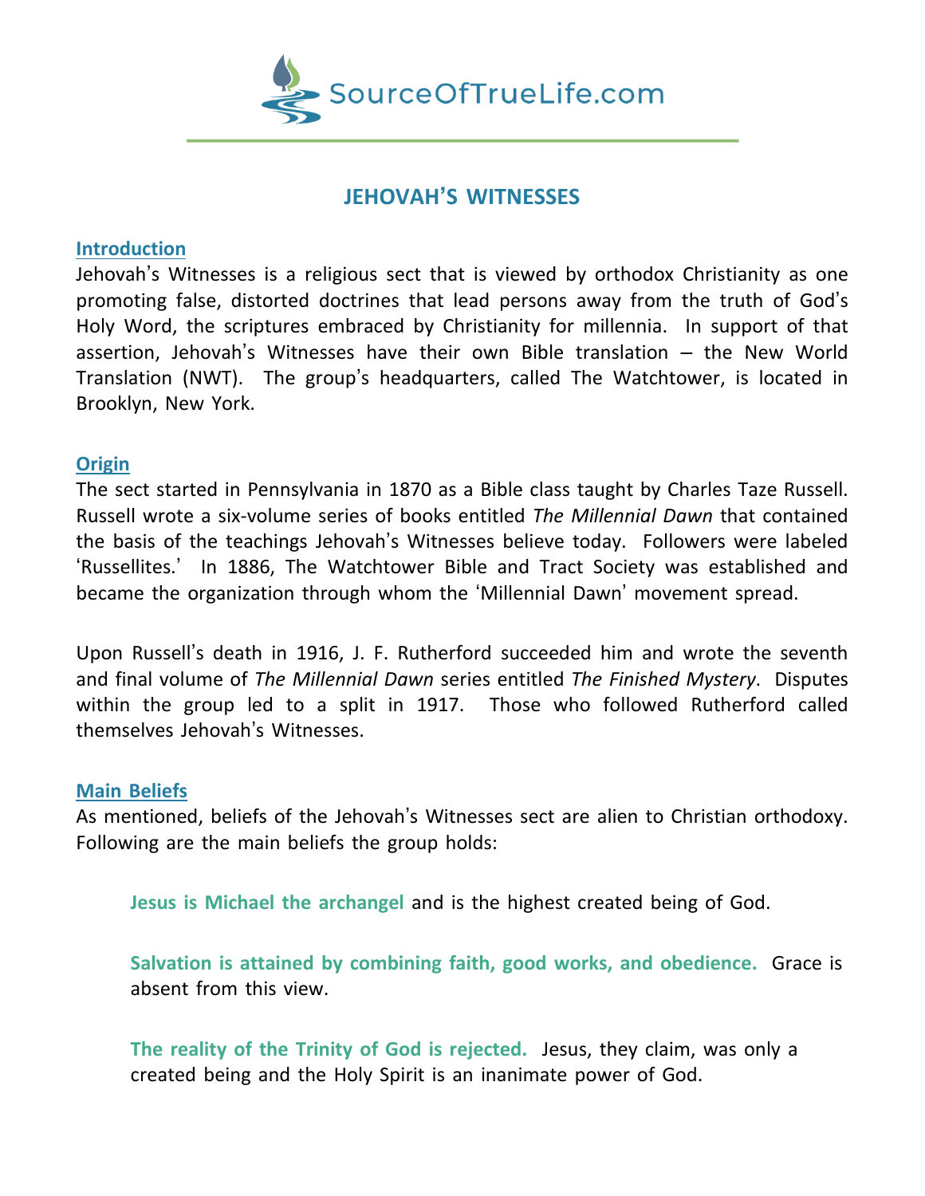SourceOfTrueLife.com

# JEHOVAH'S WITNESSES

## Introduction

Jehovah's Witnesses is a religious sect that is viewed by orthodox Christianity as one promoting false, distorted doctrines that lead persons away from the truth of God's Holy Word, the scriptures embraced by Christianity for millennia. In support of that assertion, Jehovah's Witnesses have their own Bible translation – the New World Translation (NWT). The group's headquarters, called The Watchtower, is located in Brooklyn, New York.

## Origin

The sect started in Pennsylvania in 1870 as a Bible class taught by Charles Taze Russell. Russell wrote a six-volume series of books entitled *The Millennial Dawn* that contained the basis of the teachings Jehovah's Witnesses believe today. Followers were labeled 'Russellites.' In 1886, The Watchtower Bible and Tract Society was established and became the organization through whom the 'Millennial Dawn' movement spread.

Upon Russell's death in 1916, J. F. Rutherford succeeded him and wrote the seventh and final volume of *The Millennial Dawn* series entitled *The Finished Mystery*. Disputes within the group led to a split in 1917. Those who followed Rutherford called themselves Jehovah's Witnesses.

## Main Beliefs

As mentioned, beliefs of the Jehovah's Witnesses sect are alien to Christian orthodoxy. Following are the main beliefs the group holds:

**Jesus is Michael the archangel** and is the highest created being of God.

**Salvation is attained by combining faith, good works, and obedience.** Grace is absent from this view.

**The reality of the Trinity of God is rejected.** Jesus, they claim, was only a created being and the Holy Spirit is an inanimate power of God.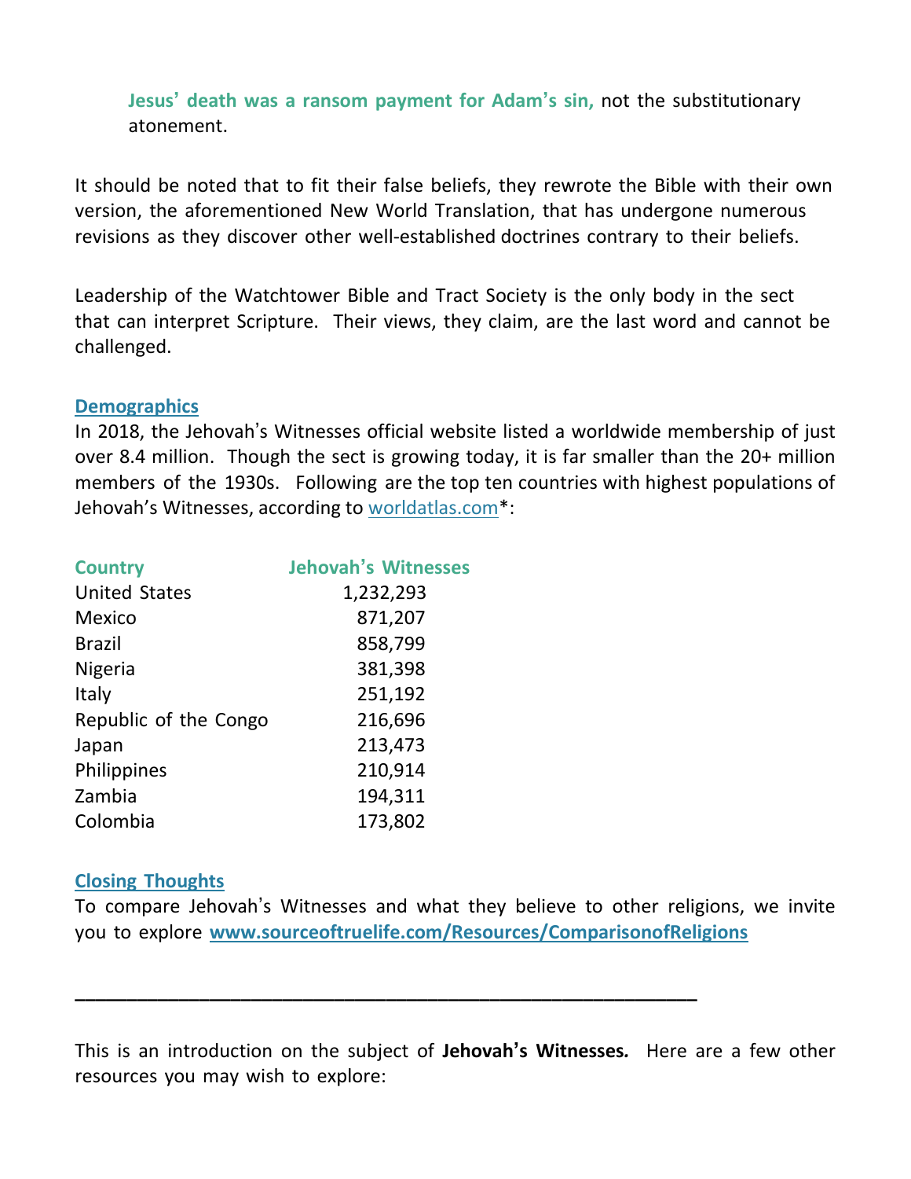**Jesus' death was a ransom payment for Adam's sin,** not the substitutionary atonement.

It should be noted that to fit their false beliefs, they rewrote the Bible with their own version, the aforementioned New World Translation, that has undergone numerous revisions as they discover other well-established doctrines contrary to their beliefs.

Leadership of the Watchtower Bible and Tract Society is the only body in the sect that can interpret Scripture. Their views, they claim, are the last word and cannot be challenged.

## Demographics

In 2018, the Jehovah's Witnesses official website listed a worldwide membership of just over 8.4 million. Though the sect is growing today, it is far smaller than the 20+ million members of the 1930s. Following are the top ten countries with highest populations of Jehovah's Witnesses, according to worldatlas.com*:

| Country | Jehovah's Witnesses |
|---|---:|
| United States | 1,232,293 |
| Mexico | 871,207 |
| Brazil | 858,799 |
| Nigeria | 381,398 |
| Italy | 251,192 |
| Republic of the Congo | 216,696 |
| Japan | 213,473 |
| Philippines | 210,914 |
| Zambia | 194,311 |
| Colombia | 173,802 |

## Closing Thoughts

To compare Jehovah's Witnesses and what they believe to other religions, we invite you to explore **www.sourceoftruelife.com/Resources/ComparisonofReligions**

---

This is an introduction on the subject of **Jehovah's Witnesses.** Here are a few other resources you may wish to explore: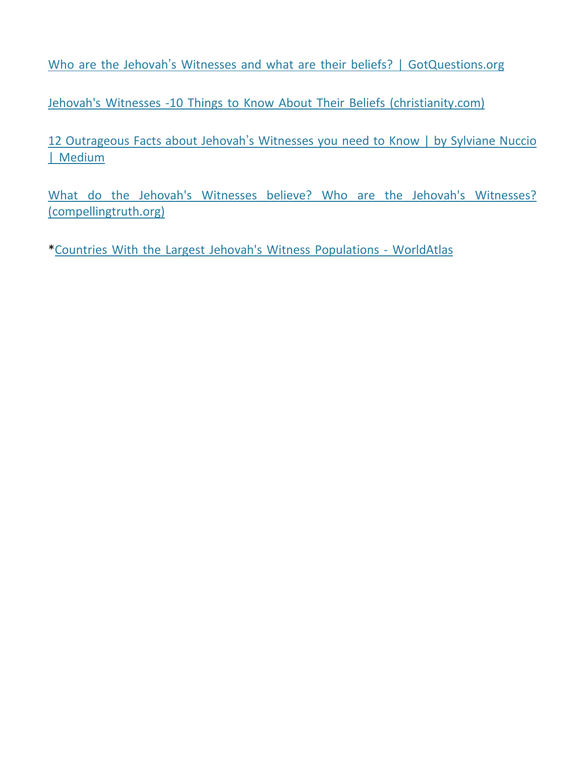Who are the Jehovah's Witnesses and what are their beliefs? | GotQuestions.org

Jehovah's Witnesses -10 Things to Know About Their Beliefs (christianity.com)

12 Outrageous Facts about Jehovah's Witnesses you need to Know | by Sylviane Nuccio | Medium

What do the Jehovah's Witnesses believe? Who are the Jehovah's Witnesses? (compellingtruth.org)

*Countries With the Largest Jehovah's Witness Populations - WorldAtlas